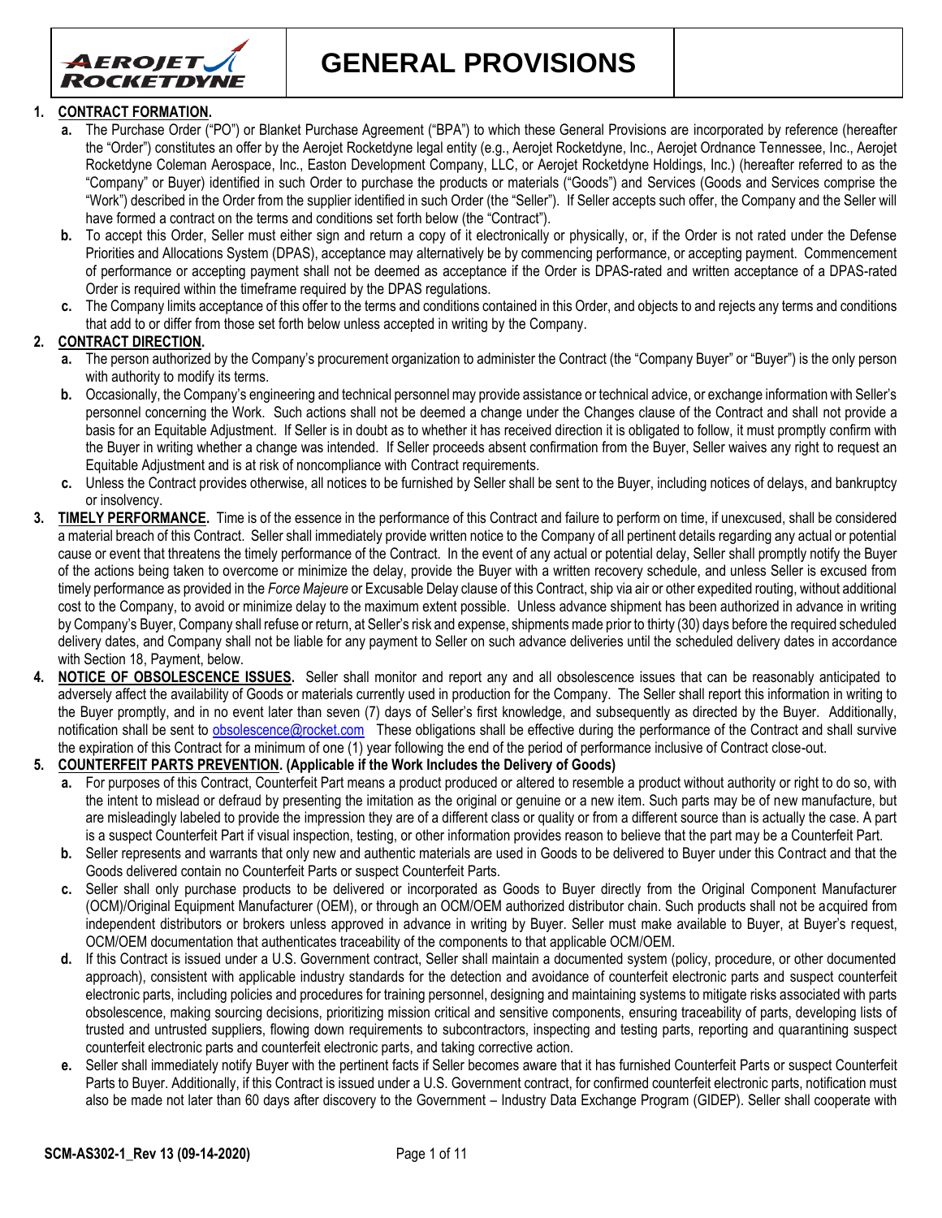# GENERAL PROVISIONS

1. **CONTRACT FORMATION.**
   - **a.** The Purchase Order ("PO") or Blanket Purchase Agreement ("BPA") to which these General Provisions are incorporated by reference (hereafter the "Order") constitutes an offer by the Aerojet Rocketdyne legal entity (e.g., Aerojet Rocketdyne, Inc., Aerojet Ordnance Tennessee, Inc., Aerojet Rocketdyne Coleman Aerospace, Inc., Easton Development Company, LLC, or Aerojet Rocketdyne Holdings, Inc.) (hereafter referred to as the "Company" or Buyer) identified in such Order to purchase the products or materials ("Goods") and Services (Goods and Services comprise the "Work") described in the Order from the supplier identified in such Order (the "Seller"). If Seller accepts such offer, the Company and the Seller will have formed a contract on the terms and conditions set forth below (the "Contract").
   - **b.** To accept this Order, Seller must either sign and return a copy of it electronically or physically, or, if the Order is not rated under the Defense Priorities and Allocations System (DPAS), acceptance may alternatively be by commencing performance, or accepting payment. Commencement of performance or accepting payment shall not be deemed as acceptance if the Order is DPAS-rated and written acceptance of a DPAS-rated Order is required within the timeframe required by the DPAS regulations.
   - **c.** The Company limits acceptance of this offer to the terms and conditions contained in this Order, and objects to and rejects any terms and conditions that add to or differ from those set forth below unless accepted in writing by the Company.

2. **CONTRACT DIRECTION.**
   - **a.** The person authorized by the Company's procurement organization to administer the Contract (the "Company Buyer" or "Buyer") is the only person with authority to modify its terms.
   - **b.** Occasionally, the Company's engineering and technical personnel may provide assistance or technical advice, or exchange information with Seller's personnel concerning the Work. Such actions shall not be deemed a change under the Changes clause of the Contract and shall not provide a basis for an Equitable Adjustment. If Seller is in doubt as to whether it has received direction it is obligated to follow, it must promptly confirm with the Buyer in writing whether a change was intended. If Seller proceeds absent confirmation from the Buyer, Seller waives any right to request an Equitable Adjustment and is at risk of noncompliance with Contract requirements.
   - **c.** Unless the Contract provides otherwise, all notices to be furnished by Seller shall be sent to the Buyer, including notices of delays, and bankruptcy or insolvency.

3. **TIMELY PERFORMANCE.** Time is of the essence in the performance of this Contract and failure to perform on time, if unexcused, shall be considered a material breach of this Contract. Seller shall immediately provide written notice to the Company of all pertinent details regarding any actual or potential cause or event that threatens the timely performance of the Contract. In the event of any actual or potential delay, Seller shall promptly notify the Buyer of the actions being taken to overcome or minimize the delay, provide the Buyer with a written recovery schedule, and unless Seller is excused from timely performance as provided in the *Force Majeure* or Excusable Delay clause of this Contract, ship via air or other expedited routing, without additional cost to the Company, to avoid or minimize delay to the maximum extent possible. Unless advance shipment has been authorized in advance in writing by Company's Buyer, Company shall refuse or return, at Seller's risk and expense, shipments made prior to thirty (30) days before the required scheduled delivery dates, and Company shall not be liable for any payment to Seller on such advance deliveries until the scheduled delivery dates in accordance with Section 18, Payment, below.

4. **NOTICE OF OBSOLESCENCE ISSUES.** Seller shall monitor and report any and all obsolescence issues that can be reasonably anticipated to adversely affect the availability of Goods or materials currently used in production for the Company. The Seller shall report this information in writing to the Buyer promptly, and in no event later than seven (7) days of Seller's first knowledge, and subsequently as directed by the Buyer. Additionally, notification shall be sent to obsolescence@rocket.com These obligations shall be effective during the performance of the Contract and shall survive the expiration of this Contract for a minimum of one (1) year following the end of the period of performance inclusive of Contract close-out.

5. **COUNTERFEIT PARTS PREVENTION. (Applicable if the Work Includes the Delivery of Goods)**
   - **a.** For purposes of this Contract, Counterfeit Part means a product produced or altered to resemble a product without authority or right to do so, with the intent to mislead or defraud by presenting the imitation as the original or genuine or a new item. Such parts may be of new manufacture, but are misleadingly labeled to provide the impression they are of a different class or quality or from a different source than is actually the case. A part is a suspect Counterfeit Part if visual inspection, testing, or other information provides reason to believe that the part may be a Counterfeit Part.
   - **b.** Seller represents and warrants that only new and authentic materials are used in Goods to be delivered to Buyer under this Contract and that the Goods delivered contain no Counterfeit Parts or suspect Counterfeit Parts.
   - **c.** Seller shall only purchase products to be delivered or incorporated as Goods to Buyer directly from the Original Component Manufacturer (OCM)/Original Equipment Manufacturer (OEM), or through an OCM/OEM authorized distributor chain. Such products shall not be acquired from independent distributors or brokers unless approved in advance in writing by Buyer. Seller must make available to Buyer, at Buyer's request, OCM/OEM documentation that authenticates traceability of the components to that applicable OCM/OEM.
   - **d.** If this Contract is issued under a U.S. Government contract, Seller shall maintain a documented system (policy, procedure, or other documented approach), consistent with applicable industry standards for the detection and avoidance of counterfeit electronic parts and suspect counterfeit electronic parts, including policies and procedures for training personnel, designing and maintaining systems to mitigate risks associated with parts obsolescence, making sourcing decisions, prioritizing mission critical and sensitive components, ensuring traceability of parts, developing lists of trusted and untrusted suppliers, flowing down requirements to subcontractors, inspecting and testing parts, reporting and quarantining suspect counterfeit electronic parts and counterfeit electronic parts, and taking corrective action.
   - **e.** Seller shall immediately notify Buyer with the pertinent facts if Seller becomes aware that it has furnished Counterfeit Parts or suspect Counterfeit Parts to Buyer. Additionally, if this Contract is issued under a U.S. Government contract, for confirmed counterfeit electronic parts, notification must also be made not later than 60 days after discovery to the Government – Industry Data Exchange Program (GIDEP). Seller shall cooperate with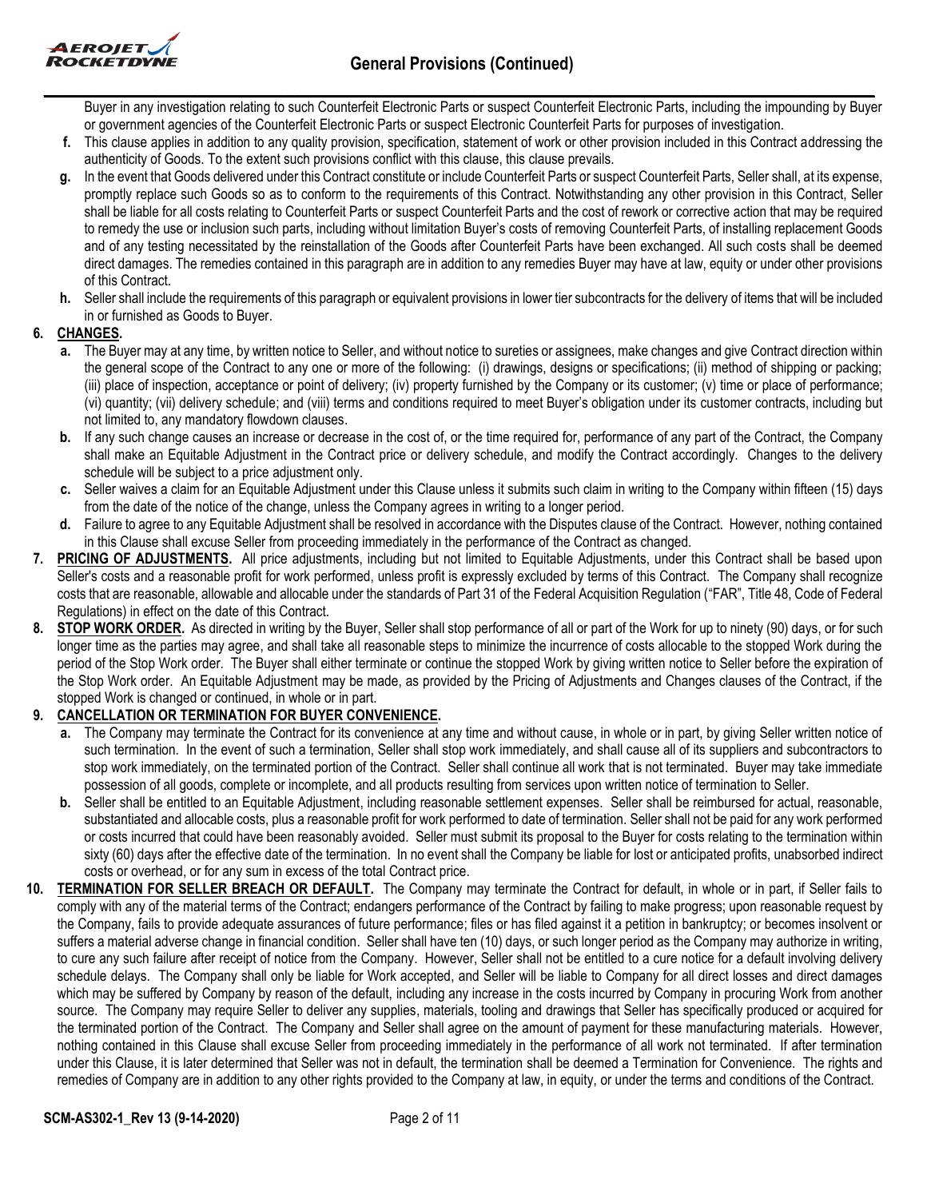Buyer in any investigation relating to such Counterfeit Electronic Parts or suspect Counterfeit Electronic Parts, including the impounding by Buyer or government agencies of the Counterfeit Electronic Parts or suspect Electronic Counterfeit Parts for purposes of investigation.

**f.** This clause applies in addition to any quality provision, specification, statement of work or other provision included in this Contract addressing the authenticity of Goods. To the extent such provisions conflict with this clause, this clause prevails.

**g.** In the event that Goods delivered under this Contract constitute or include Counterfeit Parts or suspect Counterfeit Parts, Seller shall, at its expense, promptly replace such Goods so as to conform to the requirements of this Contract. Notwithstanding any other provision in this Contract, Seller shall be liable for all costs relating to Counterfeit Parts or suspect Counterfeit Parts and the cost of rework or corrective action that may be required to remedy the use or inclusion such parts, including without limitation Buyer's costs of removing Counterfeit Parts, of installing replacement Goods and of any testing necessitated by the reinstallation of the Goods after Counterfeit Parts have been exchanged. All such costs shall be deemed direct damages. The remedies contained in this paragraph are in addition to any remedies Buyer may have at law, equity or under other provisions of this Contract.

**h.** Seller shall include the requirements of this paragraph or equivalent provisions in lower tier subcontracts for the delivery of items that will be included in or furnished as Goods to Buyer.

**6. CHANGES.**

**a.** The Buyer may at any time, by written notice to Seller, and without notice to sureties or assignees, make changes and give Contract direction within the general scope of the Contract to any one or more of the following: (i) drawings, designs or specifications; (ii) method of shipping or packing; (iii) place of inspection, acceptance or point of delivery; (iv) property furnished by the Company or its customer; (v) time or place of performance; (vi) quantity; (vii) delivery schedule; and (viii) terms and conditions required to meet Buyer's obligation under its customer contracts, including but not limited to, any mandatory flowdown clauses.

**b.** If any such change causes an increase or decrease in the cost of, or the time required for, performance of any part of the Contract, the Company shall make an Equitable Adjustment in the Contract price or delivery schedule, and modify the Contract accordingly. Changes to the delivery schedule will be subject to a price adjustment only.

**c.** Seller waives a claim for an Equitable Adjustment under this Clause unless it submits such claim in writing to the Company within fifteen (15) days from the date of the notice of the change, unless the Company agrees in writing to a longer period.

**d.** Failure to agree to any Equitable Adjustment shall be resolved in accordance with the Disputes clause of the Contract. However, nothing contained in this Clause shall excuse Seller from proceeding immediately in the performance of the Contract as changed.

**7. PRICING OF ADJUSTMENTS.** All price adjustments, including but not limited to Equitable Adjustments, under this Contract shall be based upon Seller's costs and a reasonable profit for work performed, unless profit is expressly excluded by terms of this Contract. The Company shall recognize costs that are reasonable, allowable and allocable under the standards of Part 31 of the Federal Acquisition Regulation ("FAR", Title 48, Code of Federal Regulations) in effect on the date of this Contract.

**8. STOP WORK ORDER.** As directed in writing by the Buyer, Seller shall stop performance of all or part of the Work for up to ninety (90) days, or for such longer time as the parties may agree, and shall take all reasonable steps to minimize the incurrence of costs allocable to the stopped Work during the period of the Stop Work order. The Buyer shall either terminate or continue the stopped Work by giving written notice to Seller before the expiration of the Stop Work order. An Equitable Adjustment may be made, as provided by the Pricing of Adjustments and Changes clauses of the Contract, if the stopped Work is changed or continued, in whole or in part.

**9. CANCELLATION OR TERMINATION FOR BUYER CONVENIENCE.**

**a.** The Company may terminate the Contract for its convenience at any time and without cause, in whole or in part, by giving Seller written notice of such termination. In the event of such a termination, Seller shall stop work immediately, and shall cause all of its suppliers and subcontractors to stop work immediately, on the terminated portion of the Contract. Seller shall continue all work that is not terminated. Buyer may take immediate possession of all goods, complete or incomplete, and all products resulting from services upon written notice of termination to Seller.

**b.** Seller shall be entitled to an Equitable Adjustment, including reasonable settlement expenses. Seller shall be reimbursed for actual, reasonable, substantiated and allocable costs, plus a reasonable profit for work performed to date of termination. Seller shall not be paid for any work performed or costs incurred that could have been reasonably avoided. Seller must submit its proposal to the Buyer for costs relating to the termination within sixty (60) days after the effective date of the termination. In no event shall the Company be liable for lost or anticipated profits, unabsorbed indirect costs or overhead, or for any sum in excess of the total Contract price.

**10. TERMINATION FOR SELLER BREACH OR DEFAULT.** The Company may terminate the Contract for default, in whole or in part, if Seller fails to comply with any of the material terms of the Contract; endangers performance of the Contract by failing to make progress; upon reasonable request by the Company, fails to provide adequate assurances of future performance; files or has filed against it a petition in bankruptcy; or becomes insolvent or suffers a material adverse change in financial condition. Seller shall have ten (10) days, or such longer period as the Company may authorize in writing, to cure any such failure after receipt of notice from the Company. However, Seller shall not be entitled to a cure notice for a default involving delivery schedule delays. The Company shall only be liable for Work accepted, and Seller will be liable to Company for all direct losses and direct damages which may be suffered by Company by reason of the default, including any increase in the costs incurred by Company in procuring Work from another source. The Company may require Seller to deliver any supplies, materials, tooling and drawings that Seller has specifically produced or acquired for the terminated portion of the Contract. The Company and Seller shall agree on the amount of payment for these manufacturing materials. However, nothing contained in this Clause shall excuse Seller from proceeding immediately in the performance of all work not terminated. If after termination under this Clause, it is later determined that Seller was not in default, the termination shall be deemed a Termination for Convenience. The rights and remedies of Company are in addition to any other rights provided to the Company at law, in equity, or under the terms and conditions of the Contract.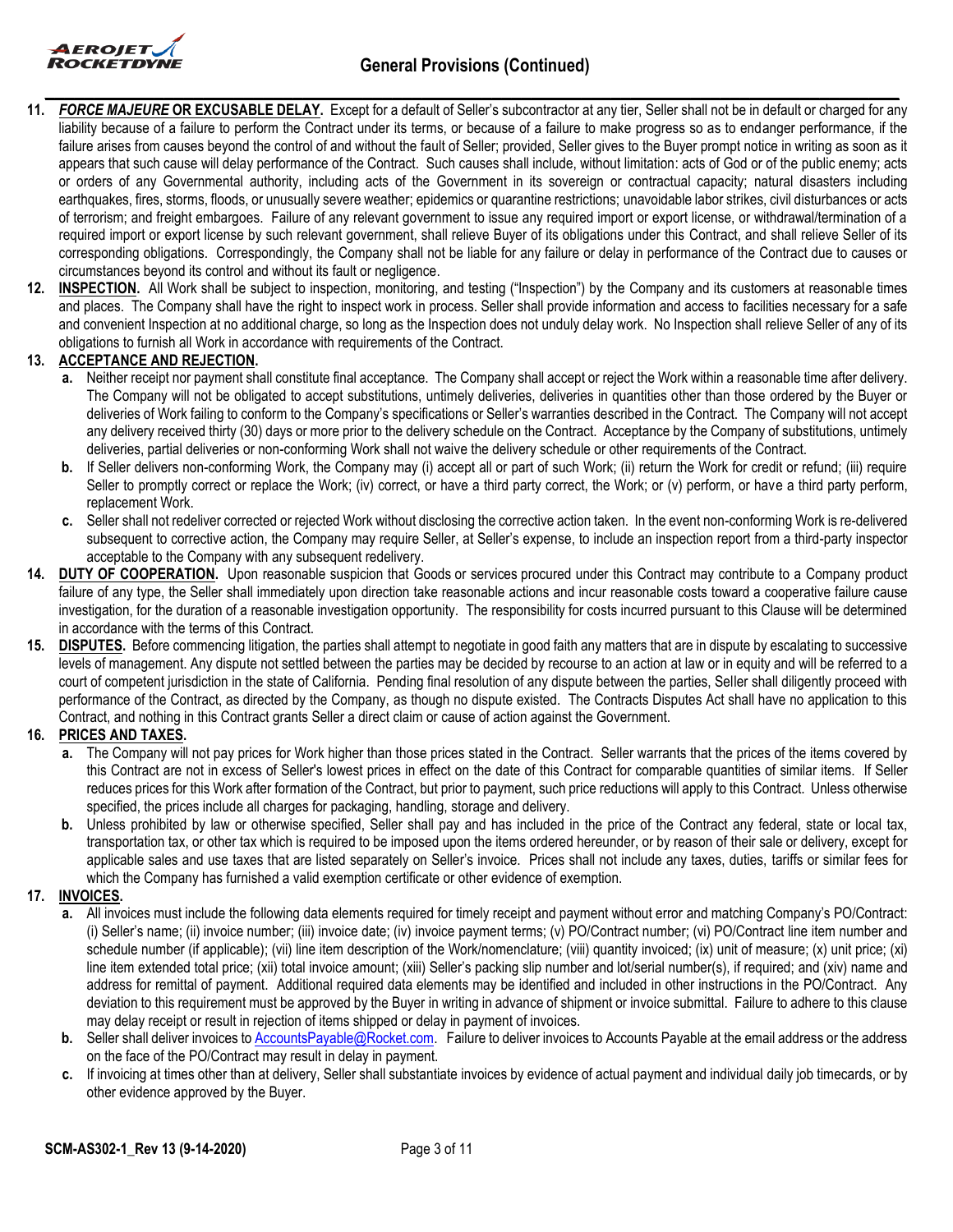11. ***FORCE MAJEURE* OR EXCUSABLE DELAY.** Except for a default of Seller's subcontractor at any tier, Seller shall not be in default or charged for any liability because of a failure to perform the Contract under its terms, or because of a failure to make progress so as to endanger performance, if the failure arises from causes beyond the control of and without the fault of Seller; provided, Seller gives to the Buyer prompt notice in writing as soon as it appears that such cause will delay performance of the Contract. Such causes shall include, without limitation: acts of God or of the public enemy; acts or orders of any Governmental authority, including acts of the Government in its sovereign or contractual capacity; natural disasters including earthquakes, fires, storms, floods, or unusually severe weather; epidemics or quarantine restrictions; unavoidable labor strikes, civil disturbances or acts of terrorism; and freight embargoes. Failure of any relevant government to issue any required import or export license, or withdrawal/termination of a required import or export license by such relevant government, shall relieve Buyer of its obligations under this Contract, and shall relieve Seller of its corresponding obligations. Correspondingly, the Company shall not be liable for any failure or delay in performance of the Contract due to causes or circumstances beyond its control and without its fault or negligence.

12. **INSPECTION.** All Work shall be subject to inspection, monitoring, and testing ("Inspection") by the Company and its customers at reasonable times and places. The Company shall have the right to inspect work in process. Seller shall provide information and access to facilities necessary for a safe and convenient Inspection at no additional charge, so long as the Inspection does not unduly delay work. No Inspection shall relieve Seller of any of its obligations to furnish all Work in accordance with requirements of the Contract.

13. **ACCEPTANCE AND REJECTION.**
    - **a.** Neither receipt nor payment shall constitute final acceptance. The Company shall accept or reject the Work within a reasonable time after delivery. The Company will not be obligated to accept substitutions, untimely deliveries, deliveries in quantities other than those ordered by the Buyer or deliveries of Work failing to conform to the Company's specifications or Seller's warranties described in the Contract. The Company will not accept any delivery received thirty (30) days or more prior to the delivery schedule on the Contract. Acceptance by the Company of substitutions, untimely deliveries, partial deliveries or non-conforming Work shall not waive the delivery schedule or other requirements of the Contract.
    - **b.** If Seller delivers non-conforming Work, the Company may (i) accept all or part of such Work; (ii) return the Work for credit or refund; (iii) require Seller to promptly correct or replace the Work; (iv) correct, or have a third party correct, the Work; or (v) perform, or have a third party perform, replacement Work.
    - **c.** Seller shall not redeliver corrected or rejected Work without disclosing the corrective action taken. In the event non-conforming Work is re-delivered subsequent to corrective action, the Company may require Seller, at Seller's expense, to include an inspection report from a third-party inspector acceptable to the Company with any subsequent redelivery.

14. **DUTY OF COOPERATION.** Upon reasonable suspicion that Goods or services procured under this Contract may contribute to a Company product failure of any type, the Seller shall immediately upon direction take reasonable actions and incur reasonable costs toward a cooperative failure cause investigation, for the duration of a reasonable investigation opportunity. The responsibility for costs incurred pursuant to this Clause will be determined in accordance with the terms of this Contract.

15. **DISPUTES.** Before commencing litigation, the parties shall attempt to negotiate in good faith any matters that are in dispute by escalating to successive levels of management. Any dispute not settled between the parties may be decided by recourse to an action at law or in equity and will be referred to a court of competent jurisdiction in the state of California. Pending final resolution of any dispute between the parties, Seller shall diligently proceed with performance of the Contract, as directed by the Company, as though no dispute existed. The Contracts Disputes Act shall have no application to this Contract, and nothing in this Contract grants Seller a direct claim or cause of action against the Government.

16. **PRICES AND TAXES.**
    - **a.** The Company will not pay prices for Work higher than those prices stated in the Contract. Seller warrants that the prices of the items covered by this Contract are not in excess of Seller's lowest prices in effect on the date of this Contract for comparable quantities of similar items. If Seller reduces prices for this Work after formation of the Contract, but prior to payment, such price reductions will apply to this Contract. Unless otherwise specified, the prices include all charges for packaging, handling, storage and delivery.
    - **b.** Unless prohibited by law or otherwise specified, Seller shall pay and has included in the price of the Contract any federal, state or local tax, transportation tax, or other tax which is required to be imposed upon the items ordered hereunder, or by reason of their sale or delivery, except for applicable sales and use taxes that are listed separately on Seller's invoice. Prices shall not include any taxes, duties, tariffs or similar fees for which the Company has furnished a valid exemption certificate or other evidence of exemption.

17. **INVOICES.**
    - **a.** All invoices must include the following data elements required for timely receipt and payment without error and matching Company's PO/Contract: (i) Seller's name; (ii) invoice number; (iii) invoice date; (iv) invoice payment terms; (v) PO/Contract number; (vi) PO/Contract line item number and schedule number (if applicable); (vii) line item description of the Work/nomenclature; (viii) quantity invoiced; (ix) unit of measure; (x) unit price; (xi) line item extended total price; (xii) total invoice amount; (xiii) Seller's packing slip number and lot/serial number(s), if required; and (xiv) name and address for remittal of payment. Additional required data elements may be identified and included in other instructions in the PO/Contract. Any deviation to this requirement must be approved by the Buyer in writing in advance of shipment or invoice submittal. Failure to adhere to this clause may delay receipt or result in rejection of items shipped or delay in payment of invoices.
    - **b.** Seller shall deliver invoices to AccountsPayable@Rocket.com. Failure to deliver invoices to Accounts Payable at the email address or the address on the face of the PO/Contract may result in delay in payment.
    - **c.** If invoicing at times other than at delivery, Seller shall substantiate invoices by evidence of actual payment and individual daily job timecards, or by other evidence approved by the Buyer.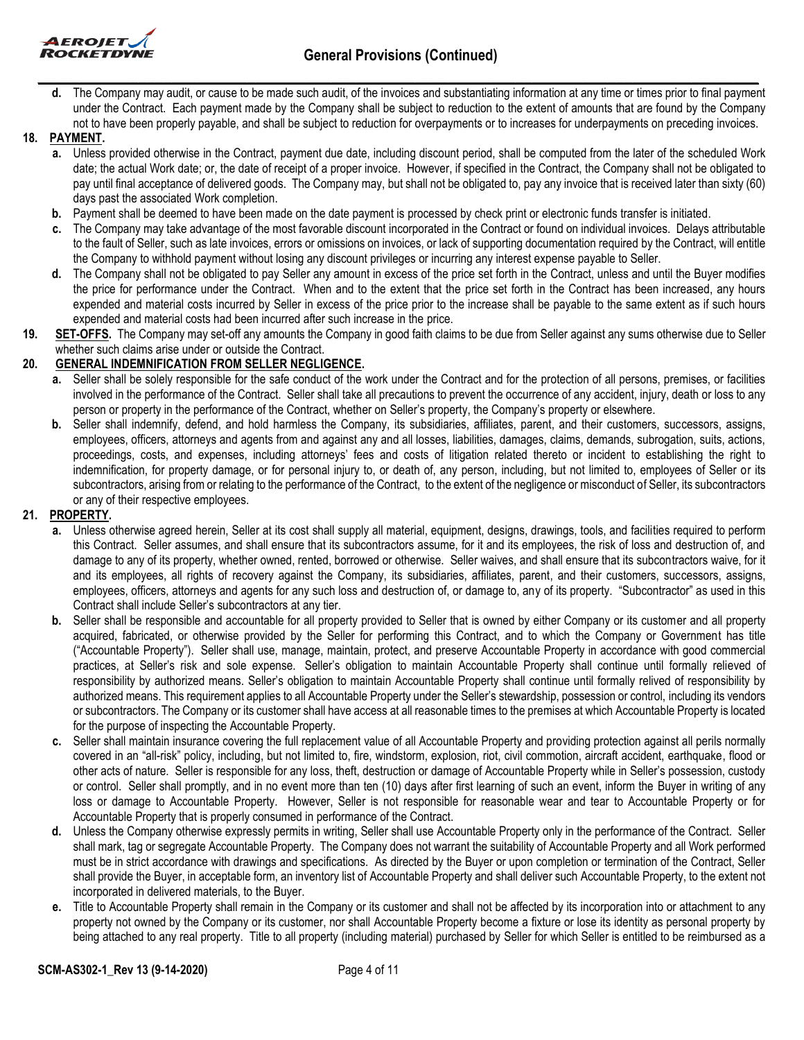**d.** The Company may audit, or cause to be made such audit, of the invoices and substantiating information at any time or times prior to final payment under the Contract. Each payment made by the Company shall be subject to reduction to the extent of amounts that are found by the Company not to have been properly payable, and shall be subject to reduction for overpayments or to increases for underpayments on preceding invoices.

**18. PAYMENT.**

**a.** Unless provided otherwise in the Contract, payment due date, including discount period, shall be computed from the later of the scheduled Work date; the actual Work date; or, the date of receipt of a proper invoice. However, if specified in the Contract, the Company shall not be obligated to pay until final acceptance of delivered goods. The Company may, but shall not be obligated to, pay any invoice that is received later than sixty (60) days past the associated Work completion.

**b.** Payment shall be deemed to have been made on the date payment is processed by check print or electronic funds transfer is initiated.

**c.** The Company may take advantage of the most favorable discount incorporated in the Contract or found on individual invoices. Delays attributable to the fault of Seller, such as late invoices, errors or omissions on invoices, or lack of supporting documentation required by the Contract, will entitle the Company to withhold payment without losing any discount privileges or incurring any interest expense payable to Seller.

**d.** The Company shall not be obligated to pay Seller any amount in excess of the price set forth in the Contract, unless and until the Buyer modifies the price for performance under the Contract. When and to the extent that the price set forth in the Contract has been increased, any hours expended and material costs incurred by Seller in excess of the price prior to the increase shall be payable to the same extent as if such hours expended and material costs had been incurred after such increase in the price.

**19. SET-OFFS.** The Company may set-off any amounts the Company in good faith claims to be due from Seller against any sums otherwise due to Seller whether such claims arise under or outside the Contract.

**20. GENERAL INDEMNIFICATION FROM SELLER NEGLIGENCE.**

**a.** Seller shall be solely responsible for the safe conduct of the work under the Contract and for the protection of all persons, premises, or facilities involved in the performance of the Contract. Seller shall take all precautions to prevent the occurrence of any accident, injury, death or loss to any person or property in the performance of the Contract, whether on Seller's property, the Company's property or elsewhere.

**b.** Seller shall indemnify, defend, and hold harmless the Company, its subsidiaries, affiliates, parent, and their customers, successors, assigns, employees, officers, attorneys and agents from and against any and all losses, liabilities, damages, claims, demands, subrogation, suits, actions, proceedings, costs, and expenses, including attorneys' fees and costs of litigation related thereto or incident to establishing the right to indemnification, for property damage, or for personal injury to, or death of, any person, including, but not limited to, employees of Seller or its subcontractors, arising from or relating to the performance of the Contract, to the extent of the negligence or misconduct of Seller, its subcontractors or any of their respective employees.

**21. PROPERTY.**

**a.** Unless otherwise agreed herein, Seller at its cost shall supply all material, equipment, designs, drawings, tools, and facilities required to perform this Contract. Seller assumes, and shall ensure that its subcontractors assume, for it and its employees, the risk of loss and destruction of, and damage to any of its property, whether owned, rented, borrowed or otherwise. Seller waives, and shall ensure that its subcontractors waive, for it and its employees, all rights of recovery against the Company, its subsidiaries, affiliates, parent, and their customers, successors, assigns, employees, officers, attorneys and agents for any such loss and destruction of, or damage to, any of its property. "Subcontractor" as used in this Contract shall include Seller's subcontractors at any tier.

**b.** Seller shall be responsible and accountable for all property provided to Seller that is owned by either Company or its customer and all property acquired, fabricated, or otherwise provided by the Seller for performing this Contract, and to which the Company or Government has title ("Accountable Property"). Seller shall use, manage, maintain, protect, and preserve Accountable Property in accordance with good commercial practices, at Seller's risk and sole expense. Seller's obligation to maintain Accountable Property shall continue until formally relieved of responsibility by authorized means. Seller's obligation to maintain Accountable Property shall continue until formally relived of responsibility by authorized means. This requirement applies to all Accountable Property under the Seller's stewardship, possession or control, including its vendors or subcontractors. The Company or its customer shall have access at all reasonable times to the premises at which Accountable Property is located for the purpose of inspecting the Accountable Property.

**c.** Seller shall maintain insurance covering the full replacement value of all Accountable Property and providing protection against all perils normally covered in an "all-risk" policy, including, but not limited to, fire, windstorm, explosion, riot, civil commotion, aircraft accident, earthquake, flood or other acts of nature. Seller is responsible for any loss, theft, destruction or damage of Accountable Property while in Seller's possession, custody or control. Seller shall promptly, and in no event more than ten (10) days after first learning of such an event, inform the Buyer in writing of any loss or damage to Accountable Property. However, Seller is not responsible for reasonable wear and tear to Accountable Property or for Accountable Property that is properly consumed in performance of the Contract.

**d.** Unless the Company otherwise expressly permits in writing, Seller shall use Accountable Property only in the performance of the Contract. Seller shall mark, tag or segregate Accountable Property. The Company does not warrant the suitability of Accountable Property and all Work performed must be in strict accordance with drawings and specifications. As directed by the Buyer or upon completion or termination of the Contract, Seller shall provide the Buyer, in acceptable form, an inventory list of Accountable Property and shall deliver such Accountable Property, to the extent not incorporated in delivered materials, to the Buyer.

**e.** Title to Accountable Property shall remain in the Company or its customer and shall not be affected by its incorporation into or attachment to any property not owned by the Company or its customer, nor shall Accountable Property become a fixture or lose its identity as personal property by being attached to any real property. Title to all property (including material) purchased by Seller for which Seller is entitled to be reimbursed as a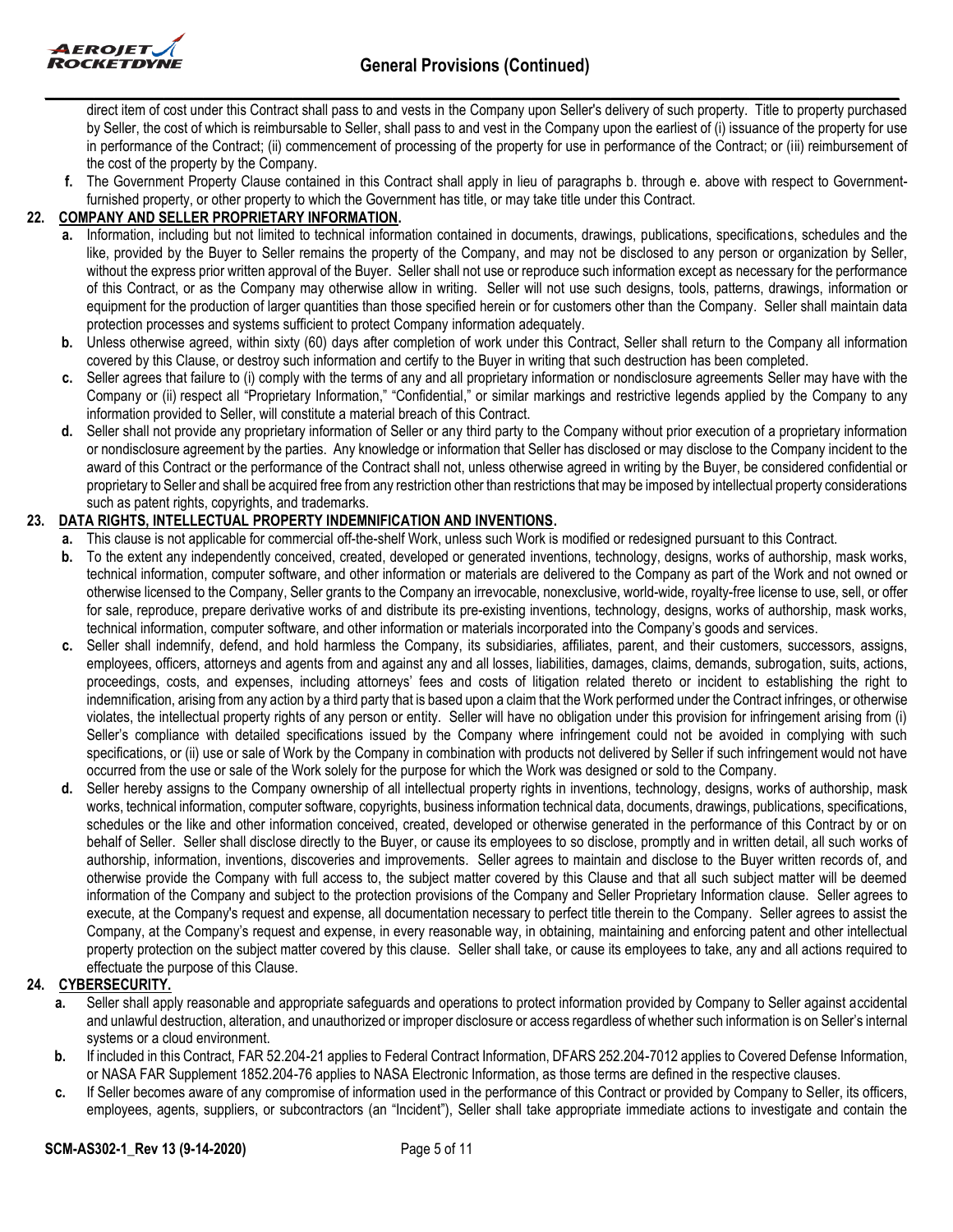direct item of cost under this Contract shall pass to and vests in the Company upon Seller's delivery of such property. Title to property purchased by Seller, the cost of which is reimbursable to Seller, shall pass to and vest in the Company upon the earliest of (i) issuance of the property for use in performance of the Contract; (ii) commencement of processing of the property for use in performance of the Contract; or (iii) reimbursement of the cost of the property by the Company.

**f.** The Government Property Clause contained in this Contract shall apply in lieu of paragraphs b. through e. above with respect to Government-furnished property, or other property to which the Government has title, or may take title under this Contract.

## 22. COMPANY AND SELLER PROPRIETARY INFORMATION.

**a.** Information, including but not limited to technical information contained in documents, drawings, publications, specifications, schedules and the like, provided by the Buyer to Seller remains the property of the Company, and may not be disclosed to any person or organization by Seller, without the express prior written approval of the Buyer. Seller shall not use or reproduce such information except as necessary for the performance of this Contract, or as the Company may otherwise allow in writing. Seller will not use such designs, tools, patterns, drawings, information or equipment for the production of larger quantities than those specified herein or for customers other than the Company. Seller shall maintain data protection processes and systems sufficient to protect Company information adequately.

**b.** Unless otherwise agreed, within sixty (60) days after completion of work under this Contract, Seller shall return to the Company all information covered by this Clause, or destroy such information and certify to the Buyer in writing that such destruction has been completed.

**c.** Seller agrees that failure to (i) comply with the terms of any and all proprietary information or nondisclosure agreements Seller may have with the Company or (ii) respect all "Proprietary Information," "Confidential," or similar markings and restrictive legends applied by the Company to any information provided to Seller, will constitute a material breach of this Contract.

**d.** Seller shall not provide any proprietary information of Seller or any third party to the Company without prior execution of a proprietary information or nondisclosure agreement by the parties. Any knowledge or information that Seller has disclosed or may disclose to the Company incident to the award of this Contract or the performance of the Contract shall not, unless otherwise agreed in writing by the Buyer, be considered confidential or proprietary to Seller and shall be acquired free from any restriction other than restrictions that may be imposed by intellectual property considerations such as patent rights, copyrights, and trademarks.

## 23. DATA RIGHTS, INTELLECTUAL PROPERTY INDEMNIFICATION AND INVENTIONS.

**a.** This clause is not applicable for commercial off-the-shelf Work, unless such Work is modified or redesigned pursuant to this Contract.

**b.** To the extent any independently conceived, created, developed or generated inventions, technology, designs, works of authorship, mask works, technical information, computer software, and other information or materials are delivered to the Company as part of the Work and not owned or otherwise licensed to the Company, Seller grants to the Company an irrevocable, nonexclusive, world-wide, royalty-free license to use, sell, or offer for sale, reproduce, prepare derivative works of and distribute its pre-existing inventions, technology, designs, works of authorship, mask works, technical information, computer software, and other information or materials incorporated into the Company's goods and services.

**c.** Seller shall indemnify, defend, and hold harmless the Company, its subsidiaries, affiliates, parent, and their customers, successors, assigns, employees, officers, attorneys and agents from and against any and all losses, liabilities, damages, claims, demands, subrogation, suits, actions, proceedings, costs, and expenses, including attorneys' fees and costs of litigation related thereto or incident to establishing the right to indemnification, arising from any action by a third party that is based upon a claim that the Work performed under the Contract infringes, or otherwise violates, the intellectual property rights of any person or entity. Seller will have no obligation under this provision for infringement arising from (i) Seller's compliance with detailed specifications issued by the Company where infringement could not be avoided in complying with such specifications, or (ii) use or sale of Work by the Company in combination with products not delivered by Seller if such infringement would not have occurred from the use or sale of the Work solely for the purpose for which the Work was designed or sold to the Company.

**d.** Seller hereby assigns to the Company ownership of all intellectual property rights in inventions, technology, designs, works of authorship, mask works, technical information, computer software, copyrights, business information technical data, documents, drawings, publications, specifications, schedules or the like and other information conceived, created, developed or otherwise generated in the performance of this Contract by or on behalf of Seller. Seller shall disclose directly to the Buyer, or cause its employees to so disclose, promptly and in written detail, all such works of authorship, information, inventions, discoveries and improvements. Seller agrees to maintain and disclose to the Buyer written records of, and otherwise provide the Company with full access to, the subject matter covered by this Clause and that all such subject matter will be deemed information of the Company and subject to the protection provisions of the Company and Seller Proprietary Information clause. Seller agrees to execute, at the Company's request and expense, all documentation necessary to perfect title therein to the Company. Seller agrees to assist the Company, at the Company's request and expense, in every reasonable way, in obtaining, maintaining and enforcing patent and other intellectual property protection on the subject matter covered by this clause. Seller shall take, or cause its employees to take, any and all actions required to effectuate the purpose of this Clause.

## 24. CYBERSECURITY.

**a.** Seller shall apply reasonable and appropriate safeguards and operations to protect information provided by Company to Seller against accidental and unlawful destruction, alteration, and unauthorized or improper disclosure or access regardless of whether such information is on Seller's internal systems or a cloud environment.

**b.** If included in this Contract, FAR 52.204-21 applies to Federal Contract Information, DFARS 252.204-7012 applies to Covered Defense Information, or NASA FAR Supplement 1852.204-76 applies to NASA Electronic Information, as those terms are defined in the respective clauses.

**c.** If Seller becomes aware of any compromise of information used in the performance of this Contract or provided by Company to Seller, its officers, employees, agents, suppliers, or subcontractors (an "Incident"), Seller shall take appropriate immediate actions to investigate and contain the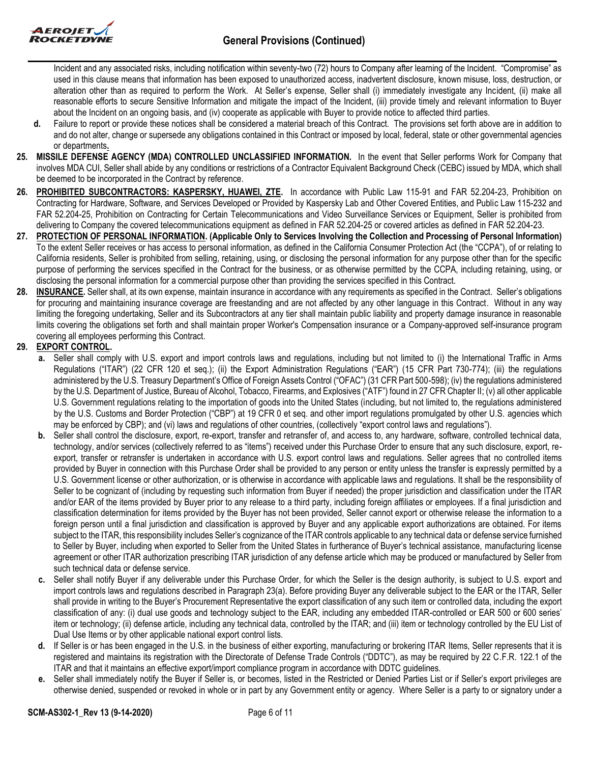Incident and any associated risks, including notification within seventy-two (72) hours to Company after learning of the Incident. "Compromise" as used in this clause means that information has been exposed to unauthorized access, inadvertent disclosure, known misuse, loss, destruction, or alteration other than as required to perform the Work. At Seller's expense, Seller shall (i) immediately investigate any Incident, (ii) make all reasonable efforts to secure Sensitive Information and mitigate the impact of the Incident, (iii) provide timely and relevant information to Buyer about the Incident on an ongoing basis, and (iv) cooperate as applicable with Buyer to provide notice to affected third parties.

**d.** Failure to report or provide these notices shall be considered a material breach of this Contract. The provisions set forth above are in addition to and do not alter, change or supersede any obligations contained in this Contract or imposed by local, federal, state or other governmental agencies or departments**.**

**25. MISSILE DEFENSE AGENCY (MDA) CONTROLLED UNCLASSIFIED INFORMATION.** In the event that Seller performs Work for Company that involves MDA CUI, Seller shall abide by any conditions or restrictions of a Contractor Equivalent Background Check (CEBC) issued by MDA, which shall be deemed to be incorporated in the Contract by reference.

**26. PROHIBITED SUBCONTRACTORS: KASPERSKY, HUAWEI, ZTE.** In accordance with Public Law 115-91 and FAR 52.204-23, Prohibition on Contracting for Hardware, Software, and Services Developed or Provided by Kaspersky Lab and Other Covered Entities, and Public Law 115-232 and FAR 52.204-25, Prohibition on Contracting for Certain Telecommunications and Video Surveillance Services or Equipment, Seller is prohibited from delivering to Company the covered telecommunications equipment as defined in FAR 52.204-25 or covered articles as defined in FAR 52.204-23.

**27. PROTECTION OF PERSONAL INFORMATION. (Applicable Only to Services Involving the Collection and Processing of Personal Information)** To the extent Seller receives or has access to personal information, as defined in the California Consumer Protection Act (the "CCPA"), of or relating to California residents, Seller is prohibited from selling, retaining, using, or disclosing the personal information for any purpose other than for the specific purpose of performing the services specified in the Contract for the business, or as otherwise permitted by the CCPA, including retaining, using, or disclosing the personal information for a commercial purpose other than providing the services specified in this Contract.

**28. INSURANCE.** Seller shall, at its own expense, maintain insurance in accordance with any requirements as specified in the Contract. Seller's obligations for procuring and maintaining insurance coverage are freestanding and are not affected by any other language in this Contract. Without in any way limiting the foregoing undertaking, Seller and its Subcontractors at any tier shall maintain public liability and property damage insurance in reasonable limits covering the obligations set forth and shall maintain proper Worker's Compensation insurance or a Company-approved self-insurance program covering all employees performing this Contract.

**29. EXPORT CONTROL.**

**a.** Seller shall comply with U.S. export and import controls laws and regulations, including but not limited to (i) the International Traffic in Arms Regulations ("ITAR") (22 CFR 120 et seq.); (ii) the Export Administration Regulations ("EAR") (15 CFR Part 730-774); (iii) the regulations administered by the U.S. Treasury Department's Office of Foreign Assets Control ("OFAC") (31 CFR Part 500-598); (iv) the regulations administered by the U.S. Department of Justice, Bureau of Alcohol, Tobacco, Firearms, and Explosives ("ATF") found in 27 CFR Chapter II; (v) all other applicable U.S. Government regulations relating to the importation of goods into the United States (including, but not limited to, the regulations administered by the U.S. Customs and Border Protection ("CBP") at 19 CFR 0 et seq. and other import regulations promulgated by other U.S. agencies which may be enforced by CBP); and (vi) laws and regulations of other countries, (collectively "export control laws and regulations").

**b.** Seller shall control the disclosure, export, re-export, transfer and retransfer of, and access to, any hardware, software, controlled technical data, technology, and/or services (collectively referred to as "items") received under this Purchase Order to ensure that any such disclosure, export, re-export, transfer or retransfer is undertaken in accordance with U.S. export control laws and regulations. Seller agrees that no controlled items provided by Buyer in connection with this Purchase Order shall be provided to any person or entity unless the transfer is expressly permitted by a U.S. Government license or other authorization, or is otherwise in accordance with applicable laws and regulations. It shall be the responsibility of Seller to be cognizant of (including by requesting such information from Buyer if needed) the proper jurisdiction and classification under the ITAR and/or EAR of the items provided by Buyer prior to any release to a third party, including foreign affiliates or employees. If a final jurisdiction and classification determination for items provided by the Buyer has not been provided, Seller cannot export or otherwise release the information to a foreign person until a final jurisdiction and classification is approved by Buyer and any applicable export authorizations are obtained. For items subject to the ITAR, this responsibility includes Seller's cognizance of the ITAR controls applicable to any technical data or defense service furnished to Seller by Buyer, including when exported to Seller from the United States in furtherance of Buyer's technical assistance, manufacturing license agreement or other ITAR authorization prescribing ITAR jurisdiction of any defense article which may be produced or manufactured by Seller from such technical data or defense service.

**c.** Seller shall notify Buyer if any deliverable under this Purchase Order, for which the Seller is the design authority, is subject to U.S. export and import controls laws and regulations described in Paragraph 23(a). Before providing Buyer any deliverable subject to the EAR or the ITAR, Seller shall provide in writing to the Buyer's Procurement Representative the export classification of any such item or controlled data, including the export classification of any: (i) dual use goods and technology subject to the EAR, including any embedded ITAR-controlled or EAR 500 or 600 series' item or technology; (ii) defense article, including any technical data, controlled by the ITAR; and (iii) item or technology controlled by the EU List of Dual Use Items or by other applicable national export control lists.

**d.** If Seller is or has been engaged in the U.S. in the business of either exporting, manufacturing or brokering ITAR Items, Seller represents that it is registered and maintains its registration with the Directorate of Defense Trade Controls ("DDTC"), as may be required by 22 C.F.R. 122.1 of the ITAR and that it maintains an effective export/import compliance program in accordance with DDTC guidelines.

**e.** Seller shall immediately notify the Buyer if Seller is, or becomes, listed in the Restricted or Denied Parties List or if Seller's export privileges are otherwise denied, suspended or revoked in whole or in part by any Government entity or agency. Where Seller is a party to or signatory under a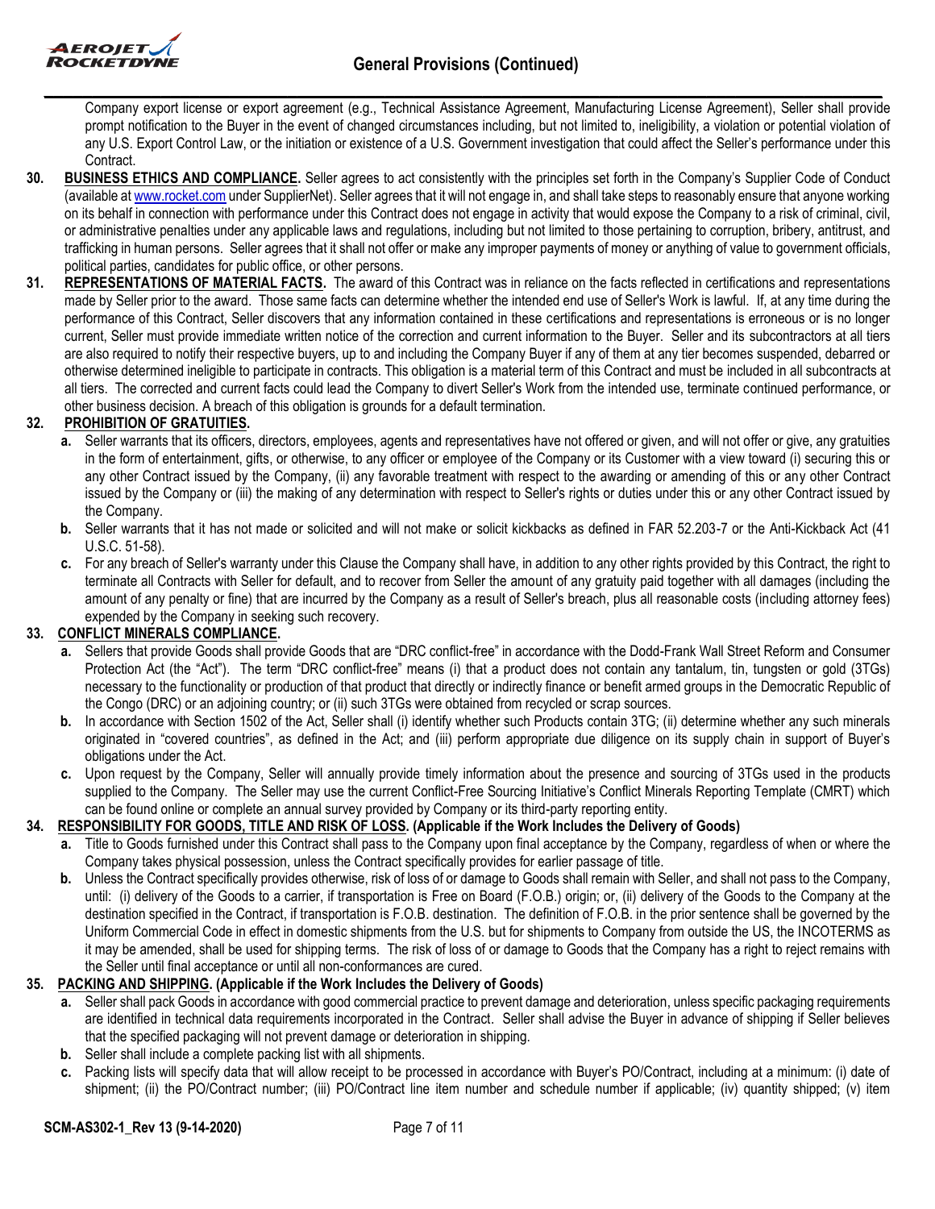Company export license or export agreement (e.g., Technical Assistance Agreement, Manufacturing License Agreement), Seller shall provide prompt notification to the Buyer in the event of changed circumstances including, but not limited to, ineligibility, a violation or potential violation of any U.S. Export Control Law, or the initiation or existence of a U.S. Government investigation that could affect the Seller's performance under this Contract.

**30. BUSINESS ETHICS AND COMPLIANCE.** Seller agrees to act consistently with the principles set forth in the Company's Supplier Code of Conduct (available at www.rocket.com under SupplierNet). Seller agrees that it will not engage in, and shall take steps to reasonably ensure that anyone working on its behalf in connection with performance under this Contract does not engage in activity that would expose the Company to a risk of criminal, civil, or administrative penalties under any applicable laws and regulations, including but not limited to those pertaining to corruption, bribery, antitrust, and trafficking in human persons. Seller agrees that it shall not offer or make any improper payments of money or anything of value to government officials, political parties, candidates for public office, or other persons.

**31. REPRESENTATIONS OF MATERIAL FACTS.** The award of this Contract was in reliance on the facts reflected in certifications and representations made by Seller prior to the award. Those same facts can determine whether the intended end use of Seller's Work is lawful. If, at any time during the performance of this Contract, Seller discovers that any information contained in these certifications and representations is erroneous or is no longer current, Seller must provide immediate written notice of the correction and current information to the Buyer. Seller and its subcontractors at all tiers are also required to notify their respective buyers, up to and including the Company Buyer if any of them at any tier becomes suspended, debarred or otherwise determined ineligible to participate in contracts. This obligation is a material term of this Contract and must be included in all subcontracts at all tiers. The corrected and current facts could lead the Company to divert Seller's Work from the intended use, terminate continued performance, or other business decision. A breach of this obligation is grounds for a default termination.

**32. PROHIBITION OF GRATUITIES.**

**a.** Seller warrants that its officers, directors, employees, agents and representatives have not offered or given, and will not offer or give, any gratuities in the form of entertainment, gifts, or otherwise, to any officer or employee of the Company or its Customer with a view toward (i) securing this or any other Contract issued by the Company, (ii) any favorable treatment with respect to the awarding or amending of this or any other Contract issued by the Company or (iii) the making of any determination with respect to Seller's rights or duties under this or any other Contract issued by the Company.

**b.** Seller warrants that it has not made or solicited and will not make or solicit kickbacks as defined in FAR 52.203-7 or the Anti-Kickback Act (41 U.S.C. 51-58).

**c.** For any breach of Seller's warranty under this Clause the Company shall have, in addition to any other rights provided by this Contract, the right to terminate all Contracts with Seller for default, and to recover from Seller the amount of any gratuity paid together with all damages (including the amount of any penalty or fine) that are incurred by the Company as a result of Seller's breach, plus all reasonable costs (including attorney fees) expended by the Company in seeking such recovery.

**33. CONFLICT MINERALS COMPLIANCE.**

**a.** Sellers that provide Goods shall provide Goods that are "DRC conflict-free" in accordance with the Dodd-Frank Wall Street Reform and Consumer Protection Act (the "Act"). The term "DRC conflict-free" means (i) that a product does not contain any tantalum, tin, tungsten or gold (3TGs) necessary to the functionality or production of that product that directly or indirectly finance or benefit armed groups in the Democratic Republic of the Congo (DRC) or an adjoining country; or (ii) such 3TGs were obtained from recycled or scrap sources.

**b.** In accordance with Section 1502 of the Act, Seller shall (i) identify whether such Products contain 3TG; (ii) determine whether any such minerals originated in "covered countries", as defined in the Act; and (iii) perform appropriate due diligence on its supply chain in support of Buyer's obligations under the Act.

**c.** Upon request by the Company, Seller will annually provide timely information about the presence and sourcing of 3TGs used in the products supplied to the Company. The Seller may use the current Conflict-Free Sourcing Initiative's Conflict Minerals Reporting Template (CMRT) which can be found online or complete an annual survey provided by Company or its third-party reporting entity.

**34. RESPONSIBILITY FOR GOODS, TITLE AND RISK OF LOSS. (Applicable if the Work Includes the Delivery of Goods)**

**a.** Title to Goods furnished under this Contract shall pass to the Company upon final acceptance by the Company, regardless of when or where the Company takes physical possession, unless the Contract specifically provides for earlier passage of title.

**b.** Unless the Contract specifically provides otherwise, risk of loss of or damage to Goods shall remain with Seller, and shall not pass to the Company, until: (i) delivery of the Goods to a carrier, if transportation is Free on Board (F.O.B.) origin; or, (ii) delivery of the Goods to the Company at the destination specified in the Contract, if transportation is F.O.B. destination. The definition of F.O.B. in the prior sentence shall be governed by the Uniform Commercial Code in effect in domestic shipments from the U.S. but for shipments to Company from outside the US, the INCOTERMS as it may be amended, shall be used for shipping terms. The risk of loss of or damage to Goods that the Company has a right to reject remains with the Seller until final acceptance or until all non-conformances are cured.

**35. PACKING AND SHIPPING. (Applicable if the Work Includes the Delivery of Goods)**

**a.** Seller shall pack Goods in accordance with good commercial practice to prevent damage and deterioration, unless specific packaging requirements are identified in technical data requirements incorporated in the Contract. Seller shall advise the Buyer in advance of shipping if Seller believes that the specified packaging will not prevent damage or deterioration in shipping.

**b.** Seller shall include a complete packing list with all shipments.

**c.** Packing lists will specify data that will allow receipt to be processed in accordance with Buyer's PO/Contract, including at a minimum: (i) date of shipment; (ii) the PO/Contract number; (iii) PO/Contract line item number and schedule number if applicable; (iv) quantity shipped; (v) item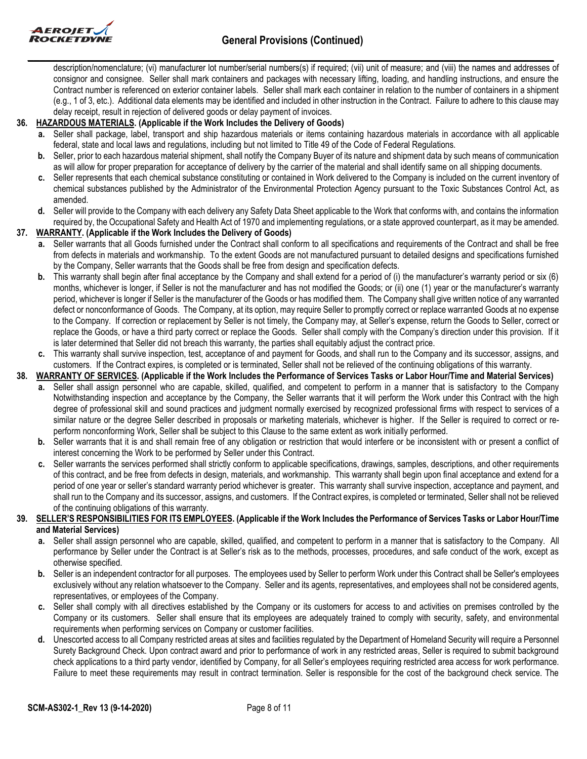description/nomenclature; (vi) manufacturer lot number/serial numbers(s) if required; (vii) unit of measure; and (viii) the names and addresses of consignor and consignee. Seller shall mark containers and packages with necessary lifting, loading, and handling instructions, and ensure the Contract number is referenced on exterior container labels. Seller shall mark each container in relation to the number of containers in a shipment (e.g., 1 of 3, etc.). Additional data elements may be identified and included in other instruction in the Contract. Failure to adhere to this clause may delay receipt, result in rejection of delivered goods or delay payment of invoices.

**36. HAZARDOUS MATERIALS. (Applicable if the Work Includes the Delivery of Goods)**

**a.** Seller shall package, label, transport and ship hazardous materials or items containing hazardous materials in accordance with all applicable federal, state and local laws and regulations, including but not limited to Title 49 of the Code of Federal Regulations.

**b.** Seller, prior to each hazardous material shipment, shall notify the Company Buyer of its nature and shipment data by such means of communication as will allow for proper preparation for acceptance of delivery by the carrier of the material and shall identify same on all shipping documents.

**c.** Seller represents that each chemical substance constituting or contained in Work delivered to the Company is included on the current inventory of chemical substances published by the Administrator of the Environmental Protection Agency pursuant to the Toxic Substances Control Act, as amended.

**d.** Seller will provide to the Company with each delivery any Safety Data Sheet applicable to the Work that conforms with, and contains the information required by, the Occupational Safety and Health Act of 1970 and implementing regulations, or a state approved counterpart, as it may be amended.

**37. WARRANTY. (Applicable if the Work Includes the Delivery of Goods)**

**a.** Seller warrants that all Goods furnished under the Contract shall conform to all specifications and requirements of the Contract and shall be free from defects in materials and workmanship. To the extent Goods are not manufactured pursuant to detailed designs and specifications furnished by the Company, Seller warrants that the Goods shall be free from design and specification defects.

**b.** This warranty shall begin after final acceptance by the Company and shall extend for a period of (i) the manufacturer's warranty period or six (6) months, whichever is longer, if Seller is not the manufacturer and has not modified the Goods; or (ii) one (1) year or the manufacturer's warranty period, whichever is longer if Seller is the manufacturer of the Goods or has modified them. The Company shall give written notice of any warranted defect or nonconformance of Goods. The Company, at its option, may require Seller to promptly correct or replace warranted Goods at no expense to the Company. If correction or replacement by Seller is not timely, the Company may, at Seller's expense, return the Goods to Seller, correct or replace the Goods, or have a third party correct or replace the Goods. Seller shall comply with the Company's direction under this provision. If it is later determined that Seller did not breach this warranty, the parties shall equitably adjust the contract price.

**c.** This warranty shall survive inspection, test, acceptance of and payment for Goods, and shall run to the Company and its successor, assigns, and customers. If the Contract expires, is completed or is terminated, Seller shall not be relieved of the continuing obligations of this warranty.

**38. WARRANTY OF SERVICES. (Applicable if the Work Includes the Performance of Services Tasks or Labor Hour/Time and Material Services)**

**a.** Seller shall assign personnel who are capable, skilled, qualified, and competent to perform in a manner that is satisfactory to the Company Notwithstanding inspection and acceptance by the Company, the Seller warrants that it will perform the Work under this Contract with the high degree of professional skill and sound practices and judgment normally exercised by recognized professional firms with respect to services of a similar nature or the degree Seller described in proposals or marketing materials, whichever is higher. If the Seller is required to correct or re-perform nonconforming Work, Seller shall be subject to this Clause to the same extent as work initially performed.

**b.** Seller warrants that it is and shall remain free of any obligation or restriction that would interfere or be inconsistent with or present a conflict of interest concerning the Work to be performed by Seller under this Contract.

**c.** Seller warrants the services performed shall strictly conform to applicable specifications, drawings, samples, descriptions, and other requirements of this contract, and be free from defects in design, materials, and workmanship. This warranty shall begin upon final acceptance and extend for a period of one year or seller's standard warranty period whichever is greater. This warranty shall survive inspection, acceptance and payment, and shall run to the Company and its successor, assigns, and customers. If the Contract expires, is completed or terminated, Seller shall not be relieved of the continuing obligations of this warranty.

**39. SELLER'S RESPONSIBILITIES FOR ITS EMPLOYEES. (Applicable if the Work Includes the Performance of Services Tasks or Labor Hour/Time and Material Services)**

**a.** Seller shall assign personnel who are capable, skilled, qualified, and competent to perform in a manner that is satisfactory to the Company. All performance by Seller under the Contract is at Seller's risk as to the methods, processes, procedures, and safe conduct of the work, except as otherwise specified.

**b.** Seller is an independent contractor for all purposes. The employees used by Seller to perform Work under this Contract shall be Seller's employees exclusively without any relation whatsoever to the Company. Seller and its agents, representatives, and employees shall not be considered agents, representatives, or employees of the Company.

**c.** Seller shall comply with all directives established by the Company or its customers for access to and activities on premises controlled by the Company or its customers. Seller shall ensure that its employees are adequately trained to comply with security, safety, and environmental requirements when performing services on Company or customer facilities.

**d.** Unescorted access to all Company restricted areas at sites and facilities regulated by the Department of Homeland Security will require a Personnel Surety Background Check. Upon contract award and prior to performance of work in any restricted areas, Seller is required to submit background check applications to a third party vendor, identified by Company, for all Seller's employees requiring restricted area access for work performance. Failure to meet these requirements may result in contract termination. Seller is responsible for the cost of the background check service. The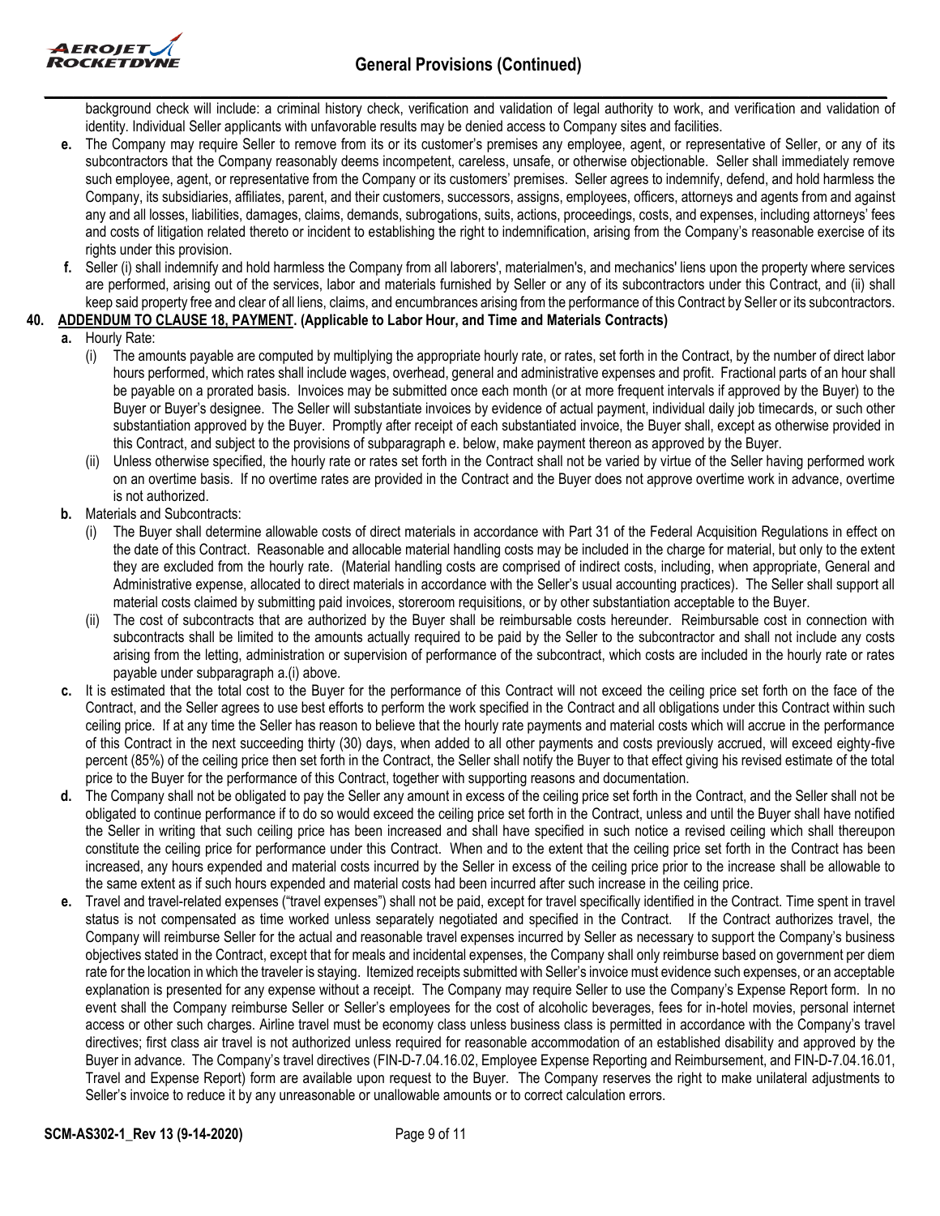background check will include: a criminal history check, verification and validation of legal authority to work, and verification and validation of identity. Individual Seller applicants with unfavorable results may be denied access to Company sites and facilities.

**e.** The Company may require Seller to remove from its or its customer's premises any employee, agent, or representative of Seller, or any of its subcontractors that the Company reasonably deems incompetent, careless, unsafe, or otherwise objectionable. Seller shall immediately remove such employee, agent, or representative from the Company or its customers' premises. Seller agrees to indemnify, defend, and hold harmless the Company, its subsidiaries, affiliates, parent, and their customers, successors, assigns, employees, officers, attorneys and agents from and against any and all losses, liabilities, damages, claims, demands, subrogations, suits, actions, proceedings, costs, and expenses, including attorneys' fees and costs of litigation related thereto or incident to establishing the right to indemnification, arising from the Company's reasonable exercise of its rights under this provision.

**f.** Seller (i) shall indemnify and hold harmless the Company from all laborers', materialmen's, and mechanics' liens upon the property where services are performed, arising out of the services, labor and materials furnished by Seller or any of its subcontractors under this Contract, and (ii) shall keep said property free and clear of all liens, claims, and encumbrances arising from the performance of this Contract by Seller or its subcontractors.

**40. ADDENDUM TO CLAUSE 18, PAYMENT. (Applicable to Labor Hour, and Time and Materials Contracts)**

**a.** Hourly Rate:

(i) The amounts payable are computed by multiplying the appropriate hourly rate, or rates, set forth in the Contract, by the number of direct labor hours performed, which rates shall include wages, overhead, general and administrative expenses and profit. Fractional parts of an hour shall be payable on a prorated basis. Invoices may be submitted once each month (or at more frequent intervals if approved by the Buyer) to the Buyer or Buyer's designee. The Seller will substantiate invoices by evidence of actual payment, individual daily job timecards, or such other substantiation approved by the Buyer. Promptly after receipt of each substantiated invoice, the Buyer shall, except as otherwise provided in this Contract, and subject to the provisions of subparagraph e. below, make payment thereon as approved by the Buyer.

(ii) Unless otherwise specified, the hourly rate or rates set forth in the Contract shall not be varied by virtue of the Seller having performed work on an overtime basis. If no overtime rates are provided in the Contract and the Buyer does not approve overtime work in advance, overtime is not authorized.

**b.** Materials and Subcontracts:

(i) The Buyer shall determine allowable costs of direct materials in accordance with Part 31 of the Federal Acquisition Regulations in effect on the date of this Contract. Reasonable and allocable material handling costs may be included in the charge for material, but only to the extent they are excluded from the hourly rate. (Material handling costs are comprised of indirect costs, including, when appropriate, General and Administrative expense, allocated to direct materials in accordance with the Seller's usual accounting practices). The Seller shall support all material costs claimed by submitting paid invoices, storeroom requisitions, or by other substantiation acceptable to the Buyer.

(ii) The cost of subcontracts that are authorized by the Buyer shall be reimbursable costs hereunder. Reimbursable cost in connection with subcontracts shall be limited to the amounts actually required to be paid by the Seller to the subcontractor and shall not include any costs arising from the letting, administration or supervision of performance of the subcontract, which costs are included in the hourly rate or rates payable under subparagraph a.(i) above.

**c.** It is estimated that the total cost to the Buyer for the performance of this Contract will not exceed the ceiling price set forth on the face of the Contract, and the Seller agrees to use best efforts to perform the work specified in the Contract and all obligations under this Contract within such ceiling price. If at any time the Seller has reason to believe that the hourly rate payments and material costs which will accrue in the performance of this Contract in the next succeeding thirty (30) days, when added to all other payments and costs previously accrued, will exceed eighty-five percent (85%) of the ceiling price then set forth in the Contract, the Seller shall notify the Buyer to that effect giving his revised estimate of the total price to the Buyer for the performance of this Contract, together with supporting reasons and documentation.

**d.** The Company shall not be obligated to pay the Seller any amount in excess of the ceiling price set forth in the Contract, and the Seller shall not be obligated to continue performance if to do so would exceed the ceiling price set forth in the Contract, unless and until the Buyer shall have notified the Seller in writing that such ceiling price has been increased and shall have specified in such notice a revised ceiling which shall thereupon constitute the ceiling price for performance under this Contract. When and to the extent that the ceiling price set forth in the Contract has been increased, any hours expended and material costs incurred by the Seller in excess of the ceiling price prior to the increase shall be allowable to the same extent as if such hours expended and material costs had been incurred after such increase in the ceiling price.

**e.** Travel and travel-related expenses ("travel expenses") shall not be paid, except for travel specifically identified in the Contract. Time spent in travel status is not compensated as time worked unless separately negotiated and specified in the Contract. If the Contract authorizes travel, the Company will reimburse Seller for the actual and reasonable travel expenses incurred by Seller as necessary to support the Company's business objectives stated in the Contract, except that for meals and incidental expenses, the Company shall only reimburse based on government per diem rate for the location in which the traveler is staying. Itemized receipts submitted with Seller's invoice must evidence such expenses, or an acceptable explanation is presented for any expense without a receipt. The Company may require Seller to use the Company's Expense Report form. In no event shall the Company reimburse Seller or Seller's employees for the cost of alcoholic beverages, fees for in-hotel movies, personal internet access or other such charges. Airline travel must be economy class unless business class is permitted in accordance with the Company's travel directives; first class air travel is not authorized unless required for reasonable accommodation of an established disability and approved by the Buyer in advance. The Company's travel directives (FIN-D-7.04.16.02, Employee Expense Reporting and Reimbursement, and FIN-D-7.04.16.01, Travel and Expense Report) form are available upon request to the Buyer. The Company reserves the right to make unilateral adjustments to Seller's invoice to reduce it by any unreasonable or unallowable amounts or to correct calculation errors.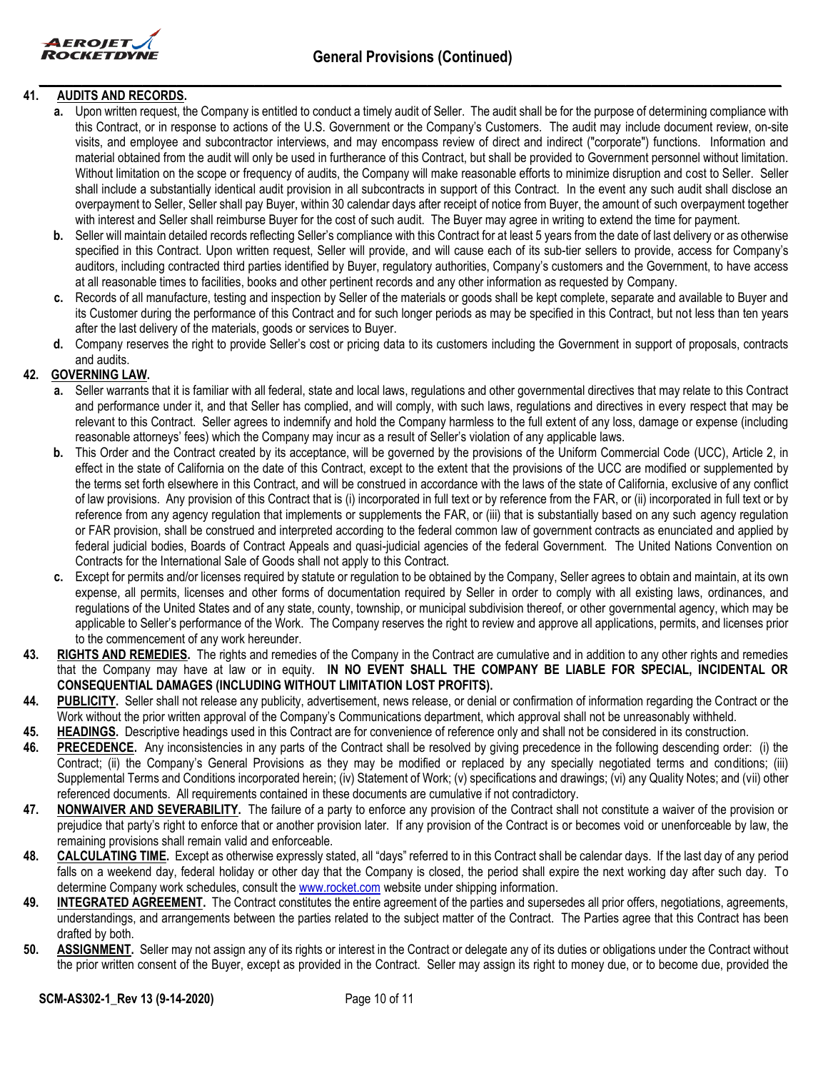**41. AUDITS AND RECORDS.**

a. Upon written request, the Company is entitled to conduct a timely audit of Seller. The audit shall be for the purpose of determining compliance with this Contract, or in response to actions of the U.S. Government or the Company's Customers. The audit may include document review, on-site visits, and employee and subcontractor interviews, and may encompass review of direct and indirect ("corporate") functions. Information and material obtained from the audit will only be used in furtherance of this Contract, but shall be provided to Government personnel without limitation. Without limitation on the scope or frequency of audits, the Company will make reasonable efforts to minimize disruption and cost to Seller. Seller shall include a substantially identical audit provision in all subcontracts in support of this Contract. In the event any such audit shall disclose an overpayment to Seller, Seller shall pay Buyer, within 30 calendar days after receipt of notice from Buyer, the amount of such overpayment together with interest and Seller shall reimburse Buyer for the cost of such audit. The Buyer may agree in writing to extend the time for payment.

b. Seller will maintain detailed records reflecting Seller's compliance with this Contract for at least 5 years from the date of last delivery or as otherwise specified in this Contract. Upon written request, Seller will provide, and will cause each of its sub-tier sellers to provide, access for Company's auditors, including contracted third parties identified by Buyer, regulatory authorities, Company's customers and the Government, to have access at all reasonable times to facilities, books and other pertinent records and any other information as requested by Company.

c. Records of all manufacture, testing and inspection by Seller of the materials or goods shall be kept complete, separate and available to Buyer and its Customer during the performance of this Contract and for such longer periods as may be specified in this Contract, but not less than ten years after the last delivery of the materials, goods or services to Buyer.

d. Company reserves the right to provide Seller's cost or pricing data to its customers including the Government in support of proposals, contracts and audits.

**42. GOVERNING LAW.**

a. Seller warrants that it is familiar with all federal, state and local laws, regulations and other governmental directives that may relate to this Contract and performance under it, and that Seller has complied, and will comply, with such laws, regulations and directives in every respect that may be relevant to this Contract. Seller agrees to indemnify and hold the Company harmless to the full extent of any loss, damage or expense (including reasonable attorneys' fees) which the Company may incur as a result of Seller's violation of any applicable laws.

b. This Order and the Contract created by its acceptance, will be governed by the provisions of the Uniform Commercial Code (UCC), Article 2, in effect in the state of California on the date of this Contract, except to the extent that the provisions of the UCC are modified or supplemented by the terms set forth elsewhere in this Contract, and will be construed in accordance with the laws of the state of California, exclusive of any conflict of law provisions. Any provision of this Contract that is (i) incorporated in full text or by reference from the FAR, or (ii) incorporated in full text or by reference from any agency regulation that implements or supplements the FAR, or (iii) that is substantially based on any such agency regulation or FAR provision, shall be construed and interpreted according to the federal common law of government contracts as enunciated and applied by federal judicial bodies, Boards of Contract Appeals and quasi-judicial agencies of the federal Government. The United Nations Convention on Contracts for the International Sale of Goods shall not apply to this Contract.

c. Except for permits and/or licenses required by statute or regulation to be obtained by the Company, Seller agrees to obtain and maintain, at its own expense, all permits, licenses and other forms of documentation required by Seller in order to comply with all existing laws, ordinances, and regulations of the United States and of any state, county, township, or municipal subdivision thereof, or other governmental agency, which may be applicable to Seller's performance of the Work. The Company reserves the right to review and approve all applications, permits, and licenses prior to the commencement of any work hereunder.

**43. RIGHTS AND REMEDIES.** The rights and remedies of the Company in the Contract are cumulative and in addition to any other rights and remedies that the Company may have at law or in equity. **IN NO EVENT SHALL THE COMPANY BE LIABLE FOR SPECIAL, INCIDENTAL OR CONSEQUENTIAL DAMAGES (INCLUDING WITHOUT LIMITATION LOST PROFITS).**

**44. PUBLICITY.** Seller shall not release any publicity, advertisement, news release, or denial or confirmation of information regarding the Contract or the Work without the prior written approval of the Company's Communications department, which approval shall not be unreasonably withheld.

**45. HEADINGS.** Descriptive headings used in this Contract are for convenience of reference only and shall not be considered in its construction.

**46. PRECEDENCE.** Any inconsistencies in any parts of the Contract shall be resolved by giving precedence in the following descending order: (i) the Contract; (ii) the Company's General Provisions as they may be modified or replaced by any specially negotiated terms and conditions; (iii) Supplemental Terms and Conditions incorporated herein; (iv) Statement of Work; (v) specifications and drawings; (vi) any Quality Notes; and (vii) other referenced documents. All requirements contained in these documents are cumulative if not contradictory.

**47. NONWAIVER AND SEVERABILITY.** The failure of a party to enforce any provision of the Contract shall not constitute a waiver of the provision or prejudice that party's right to enforce that or another provision later. If any provision of the Contract is or becomes void or unenforceable by law, the remaining provisions shall remain valid and enforceable.

**48. CALCULATING TIME.** Except as otherwise expressly stated, all "days" referred to in this Contract shall be calendar days. If the last day of any period falls on a weekend day, federal holiday or other day that the Company is closed, the period shall expire the next working day after such day. To determine Company work schedules, consult the www.rocket.com website under shipping information.

**49. INTEGRATED AGREEMENT.** The Contract constitutes the entire agreement of the parties and supersedes all prior offers, negotiations, agreements, understandings, and arrangements between the parties related to the subject matter of the Contract. The Parties agree that this Contract has been drafted by both.

**50. ASSIGNMENT.** Seller may not assign any of its rights or interest in the Contract or delegate any of its duties or obligations under the Contract without the prior written consent of the Buyer, except as provided in the Contract. Seller may assign its right to money due, or to become due, provided the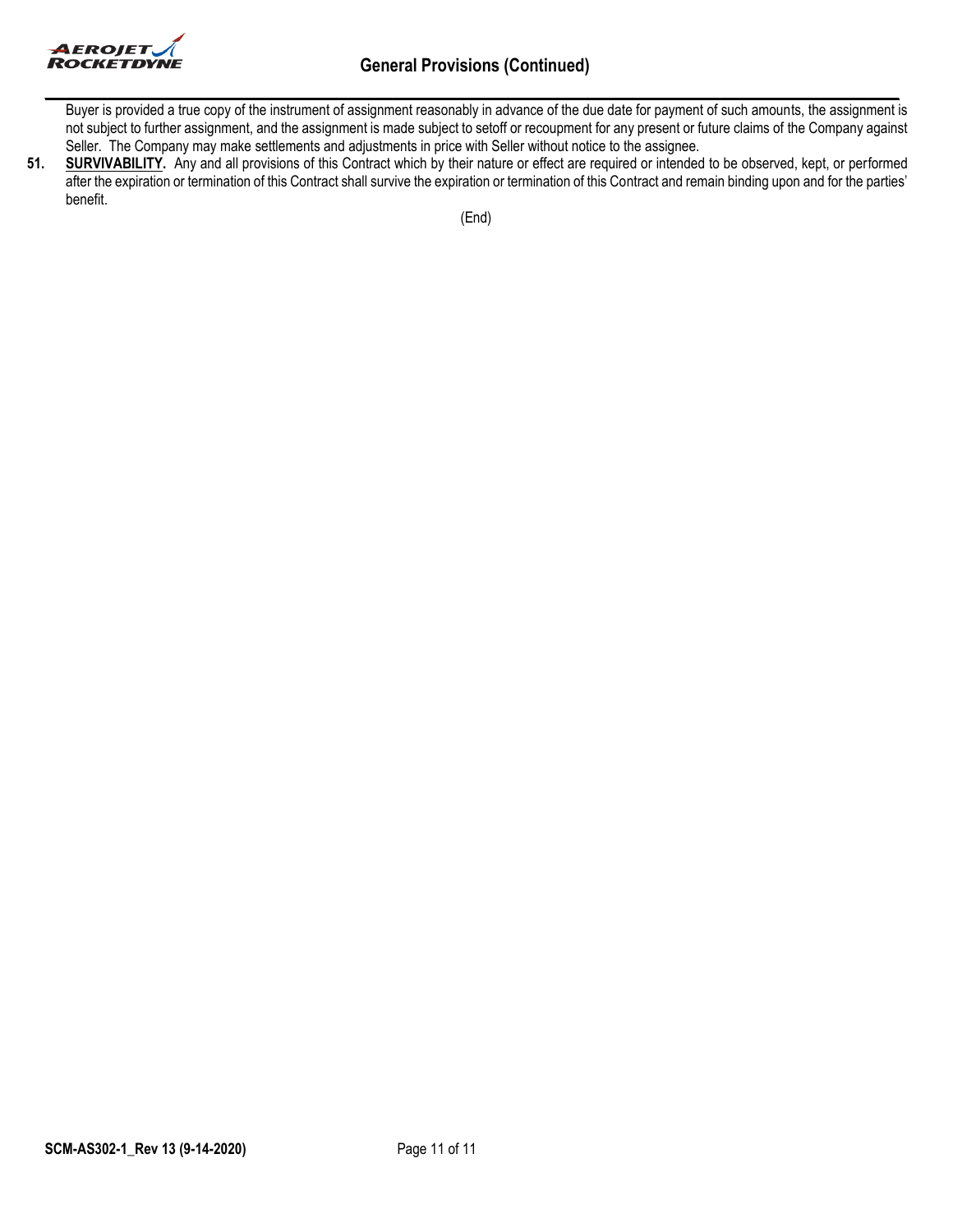Buyer is provided a true copy of the instrument of assignment reasonably in advance of the due date for payment of such amounts, the assignment is not subject to further assignment, and the assignment is made subject to setoff or recoupment for any present or future claims of the Company against Seller. The Company may make settlements and adjustments in price with Seller without notice to the assignee.

**51. SURVIVABILITY.** Any and all provisions of this Contract which by their nature or effect are required or intended to be observed, kept, or performed after the expiration or termination of this Contract shall survive the expiration or termination of this Contract and remain binding upon and for the parties' benefit.

(End)